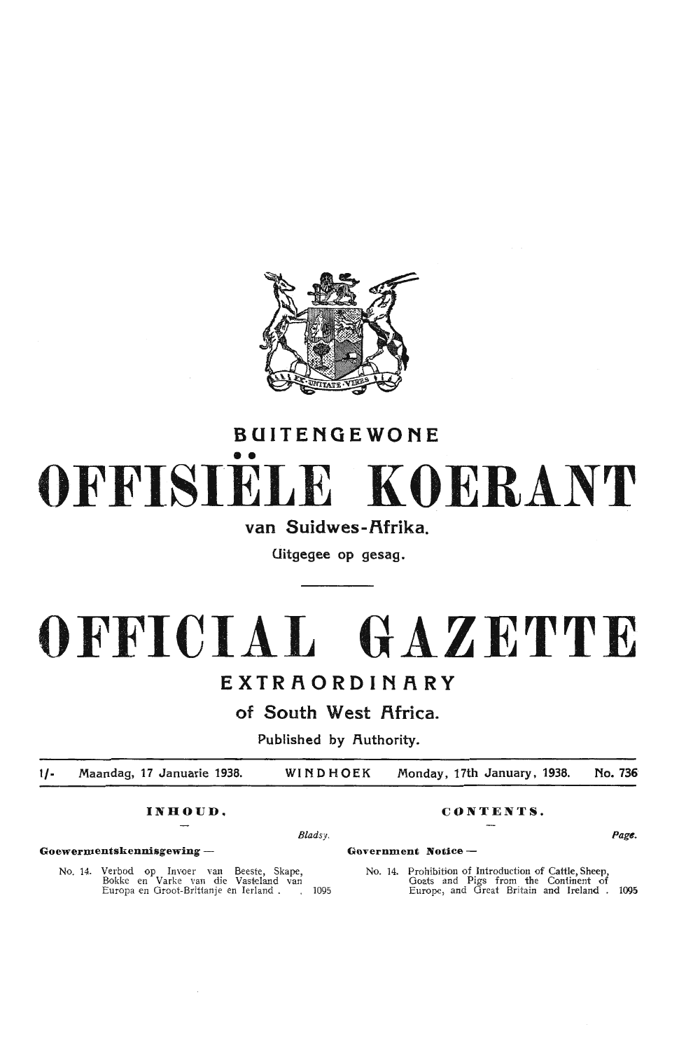# BUITENGEWONE

# OFFISIËLE KOERANT

van Suidwes-Afrika.

Uitgegee op gesag.

# OFFICIAL GAZETTE

# EXTRAORDINARY

of South West Africa.

Published by Authority.

| 1/- | Maandag, 17 Januarie 1938. | WINDHOEK | Monday, 17th January, 1938. | No. 736 |
|---|---|---|---|---|

**INHOUD.**

Bladsy.

**Goewermentskennisgewing —**

No. 14. Verbod op Invoer van Beeste, Skape, Bokke en Varke van die Vasteland van Europa en Groot-Brittanje en Ierland . . 1095

**CONTENTS.**

Page.

**Government Notice —**

No. 14. Prohibition of Introduction of Cattle, Sheep, Goats and Pigs from the Continent of Europe, and Great Britain and Ireland . 1095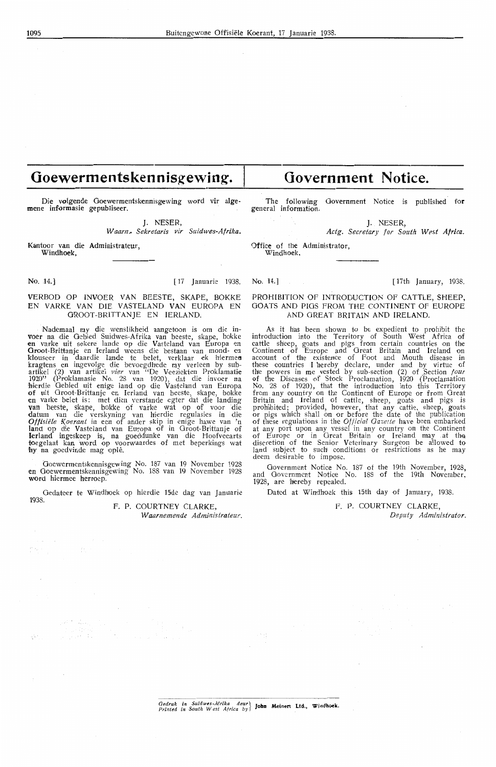# Goewermentskennisgewing.

Die volgende Goewermentskennisgewing word vir algemene informasie gepubliseer.

J. NESER,
*Waarn. Sekretaris vir Suidwes-Afrika.*

Kantoor van die Administrateur,
Windhoek,

No. 14.] [17 Januarie 1938.

VERBOD OP INVOER VAN BEESTE, SKAPE, BOKKE EN VARKE VAN DIE VASTELAND VAN EUROPA EN GROOT-BRITTANJE EN IERLAND.

Nademaal my die wenslikheid aangetoon is om die invoer na die Gebied Suidwes-Afrika van beeste, skape, bokke en varke uit sekere lande op die Vasteland van Europa en Groot-Brittanje en Ierland weens die bestaan van mond- en klouseer in daardie lande te belet, verklaar ek hiermee kragtens en ingevolge die bevoegdhede my verleen by subartikel (2) van artikel *vier* van "De Veeziekten Proklamatie 1920" (Proklamasie No. 28 van 1920), dat die invoer na hierdie Gebied uit enige land op die Vasteland van Europa of uit Groot-Brittanje en Ierland van beeste, skape, bokke en varke belet is: met dien verstande egter dat die landing van beeste, skape, bokke of varke wat op of voor die datum van die verskyning van hierdie regulasies in die *Offisiële Koerant* in een of ander skip in enige hawe van 'n land op die Vasteland van Europa of in Groot-Brittanje of Ierland ingeskeep is, na goeddunke van die Hoofveearts toegelaat kan word op voorwaardes of met beperkings wat hy na goedvinde mag oplê.

Goewermentskennisgewing No. 187 van 19 November 1928 en Goewermentskennisgewing No. 188 van 19 November 1928 word hiermee herroep.

Gedateer te Windhoek op hierdie 15de dag van Januarie 1938.

F. P. COURTNEY CLARKE,
*Waarnemende Administrateur.*

# Government Notice.

The following Government Notice is published for general information.

J. NESER,
*Actg. Secretary for South West Africa.*

Office of the Administrator,
Windhoek.

No. 14.] [17th January, 1938.

PROHIBITION OF INTRODUCTION OF CATTLE, SHEEP, GOATS AND PIGS FROM THE CONTINENT OF EUROPE AND GREAT BRITAIN AND IRELAND.

As it has been shown to be expedient to prohibit the introduction into the Territory of South West Africa of cattle sheep, goats and pigs from certain countries on the Continent of Europe and Great Britain and Ireland on account of the existence of Foot and Mouth disease in these countries I hereby declare, under and by virtue of the powers in me vested by sub-section (2) of Section *four* of the Diseases of Stock Proclamation, 1920 (Proclamation No. 28 of 1920), that the introduction into this Territory from any country on the Continent of Europe or from Great Britain and Ireland of cattle, sheep, goats and pigs is prohibited; provided, however, that any cattle, sheep, goats or pigs which shall on or before the date of the publication of these regulations in the *Official Gazette* have been embarked at any port upon any vessel in any country on the Continent of Europe or in Great Britain or Ireland may at the discretion of the Senior Veterinary Surgeon be allowed to land subject to such conditions or restrictions as he may deem desirable to impose.

Government Notice No. 187 of the 19th November, 1928, and Government Notice No. 188 of the 19th November, 1928, are hereby repealed.

Dated at Windhoek this 15th day of January, 1938.

F. P. COURTNEY CLARKE,
*Deputy Administrator.*

*Gedruk in Suidwes-Afrika deur* / *Printed in South West Africa by* John Meinert Ltd., Windhoek.